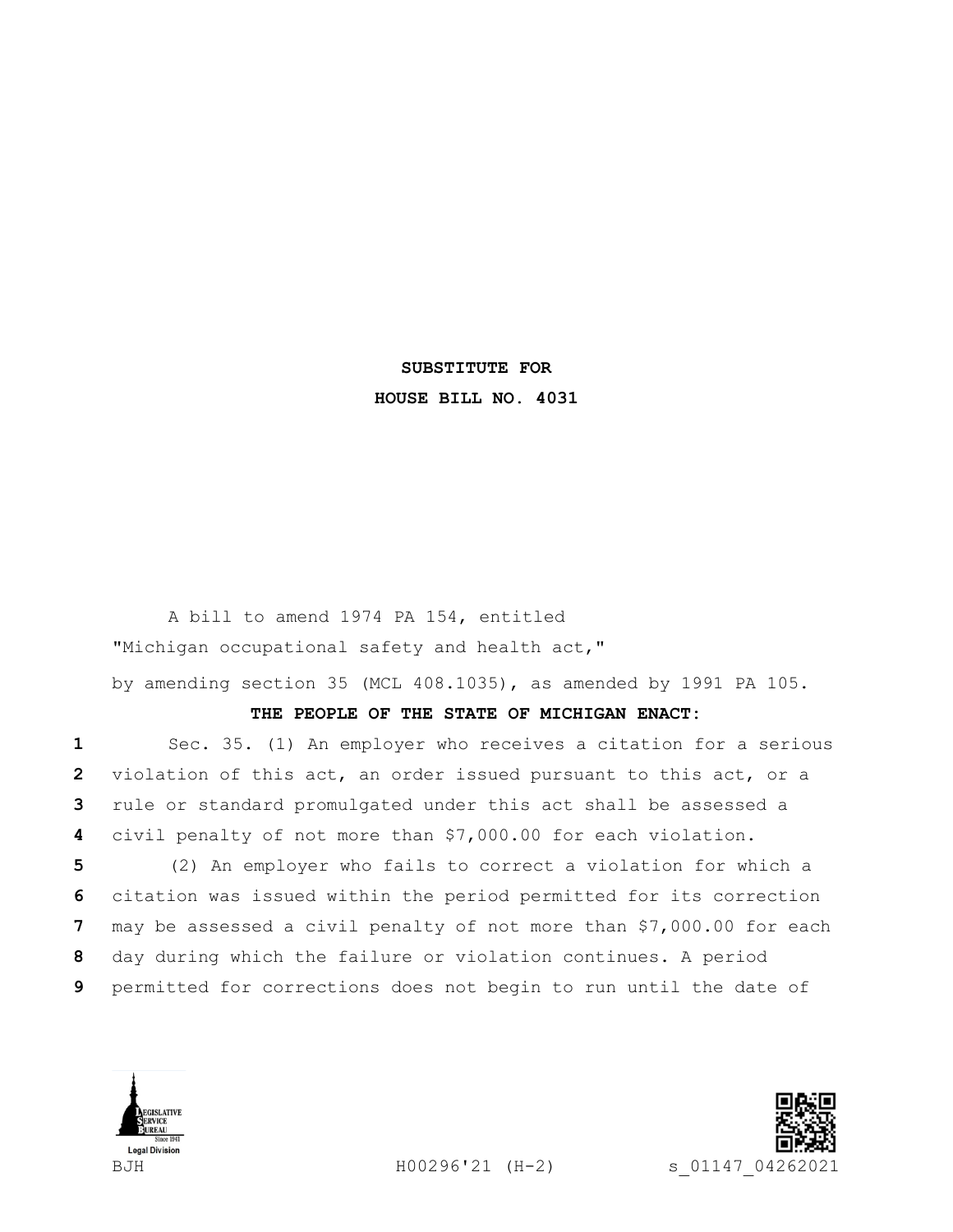**SUBSTITUTE FOR**

**HOUSE BILL NO. 4031**

A bill to amend 1974 PA 154, entitled

"Michigan occupational safety and health act,"

by amending section 35 (MCL 408.1035), as amended by 1991 PA 105.

**THE PEOPLE OF THE STATE OF MICHIGAN ENACT:**

Sec. 35. (1) An employer who receives a citation for a serious violation of this act, an order issued pursuant to this act, or a rule or standard promulgated under this act shall be assessed a civil penalty of not more than $7,000.00 for each violation.

(2) An employer who fails to correct a violation for which a citation was issued within the period permitted for its correction may be assessed a civil penalty of not more than $7,000.00 for each day during which the failure or violation continues. A period permitted for corrections does not begin to run until the date of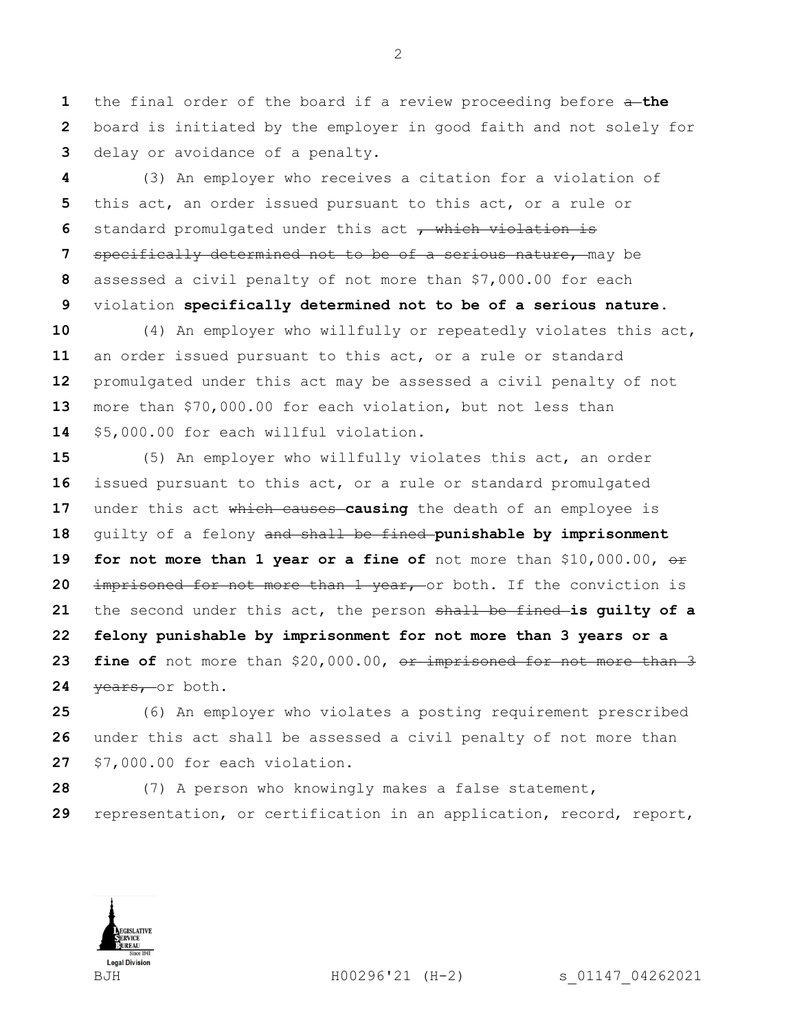the final order of the board if a review proceeding before ~~a~~ **the** board is initiated by the employer in good faith and not solely for delay or avoidance of a penalty.

(3) An employer who receives a citation for a violation of this act, an order issued pursuant to this act, or a rule or standard promulgated under this act ~~, which violation is specifically determined not to be of a serious nature,~~ may be assessed a civil penalty of not more than $7,000.00 for each violation **specifically determined not to be of a serious nature**.

(4) An employer who willfully or repeatedly violates this act, an order issued pursuant to this act, or a rule or standard promulgated under this act may be assessed a civil penalty of not more than $70,000.00 for each violation, but not less than $5,000.00 for each willful violation.

(5) An employer who willfully violates this act, an order issued pursuant to this act, or a rule or standard promulgated under this act ~~which causes~~ **causing** the death of an employee is guilty of a felony ~~and shall be fined~~ **punishable by imprisonment for not more than 1 year or a fine of** not more than $10,000.00, ~~or imprisoned for not more than 1 year,~~ or both. If the conviction is the second under this act, the person ~~shall be fined~~ **is guilty of a felony punishable by imprisonment for not more than 3 years or a fine of** not more than $20,000.00, ~~or imprisoned for not more than 3 years,~~ or both.

(6) An employer who violates a posting requirement prescribed under this act shall be assessed a civil penalty of not more than $7,000.00 for each violation.

(7) A person who knowingly makes a false statement, representation, or certification in an application, record, report,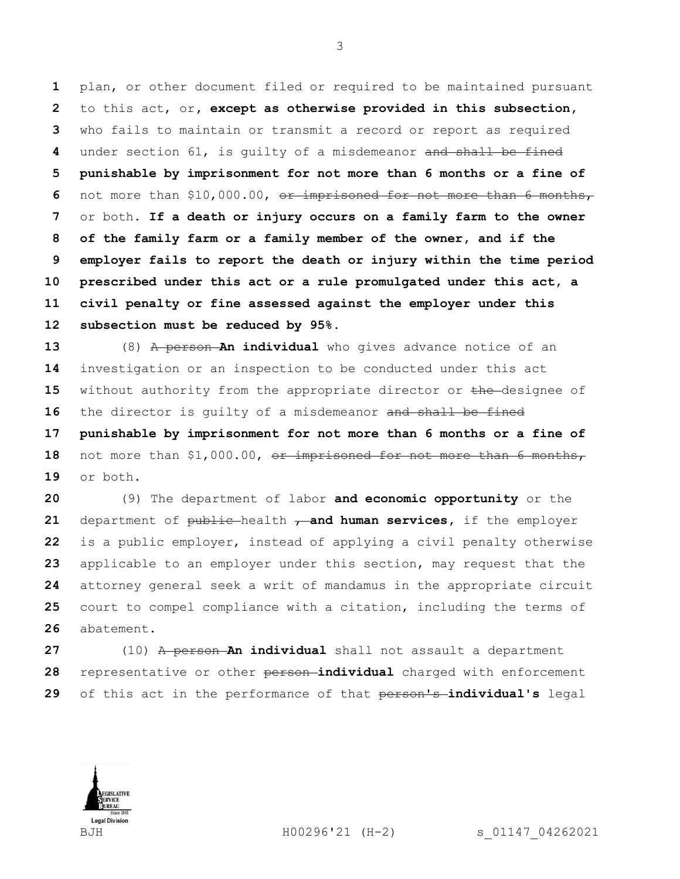plan, or other document filed or required to be maintained pursuant to this act, or, **except as otherwise provided in this subsection,** who fails to maintain or transmit a record or report as required under section 61, is guilty of a misdemeanor ~~and shall be fined~~ **punishable by imprisonment for not more than 6 months or a fine of** not more than $10,000.00, ~~or imprisoned for not more than 6 months,~~ or both. **If a death or injury occurs on a family farm to the owner of the family farm or a family member of the owner, and if the employer fails to report the death or injury within the time period prescribed under this act or a rule promulgated under this act, a civil penalty or fine assessed against the employer under this subsection must be reduced by 95%.**

(8) ~~A person~~ **An individual** who gives advance notice of an investigation or an inspection to be conducted under this act without authority from the appropriate director or ~~the~~ designee of the director is guilty of a misdemeanor ~~and shall be fined~~ **punishable by imprisonment for not more than 6 months or a fine of** not more than $1,000.00, ~~or imprisoned for not more than 6 months,~~ or both.

(9) The department of labor **and economic opportunity** or the department of ~~public~~ health ~~,~~ **and human services,** if the employer is a public employer, instead of applying a civil penalty otherwise applicable to an employer under this section, may request that the attorney general seek a writ of mandamus in the appropriate circuit court to compel compliance with a citation, including the terms of abatement.

(10) ~~A person~~ **An individual** shall not assault a department representative or other ~~person~~ **individual** charged with enforcement of this act in the performance of that ~~person's~~ **individual's** legal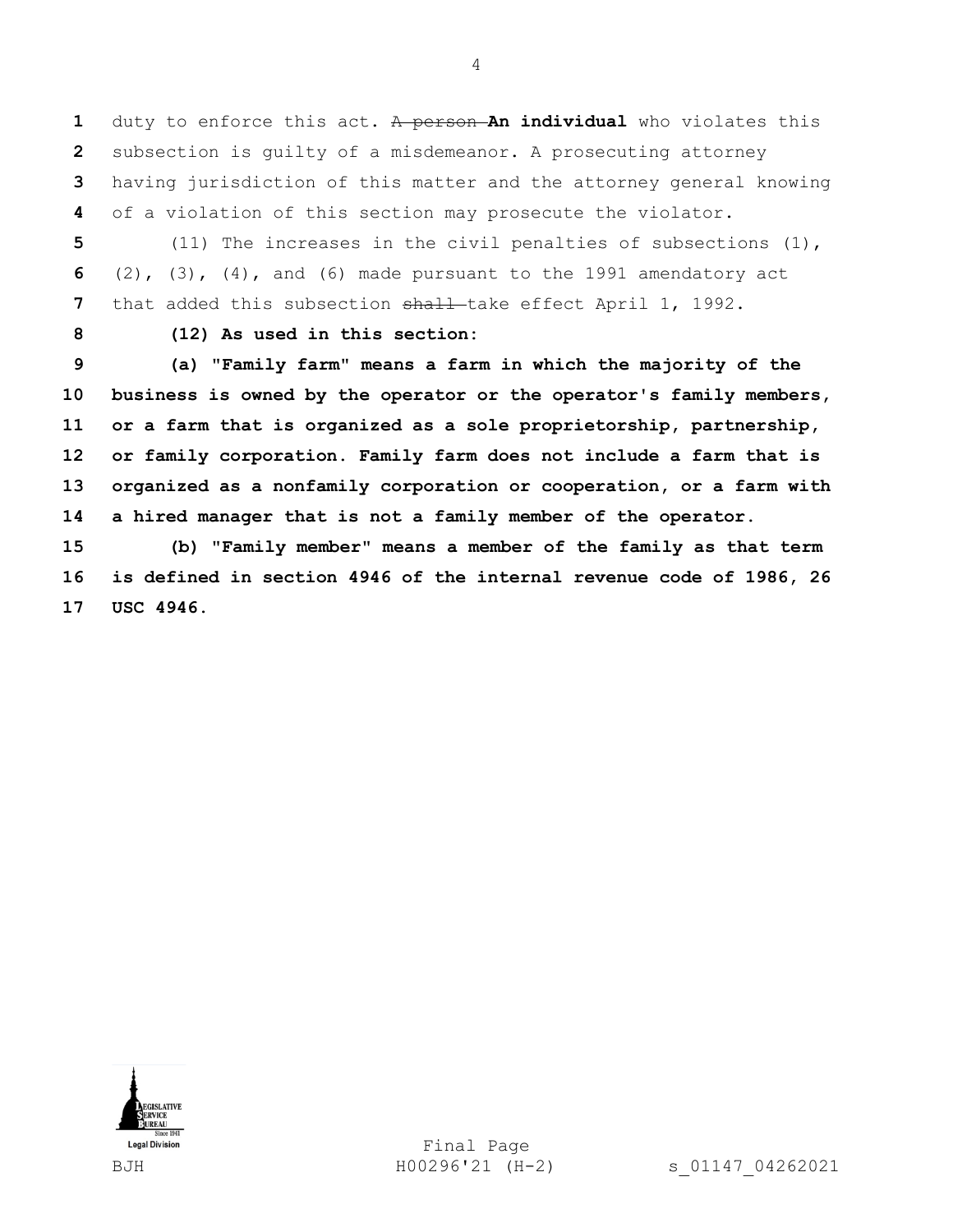duty to enforce this act. ~~A person~~ **An individual** who violates this subsection is guilty of a misdemeanor. A prosecuting attorney having jurisdiction of this matter and the attorney general knowing of a violation of this section may prosecute the violator.

(11) The increases in the civil penalties of subsections (1), (2), (3), (4), and (6) made pursuant to the 1991 amendatory act that added this subsection ~~shall~~ take effect April 1, 1992.

**(12) As used in this section:**

**(a) "Family farm" means a farm in which the majority of the business is owned by the operator or the operator's family members, or a farm that is organized as a sole proprietorship, partnership, or family corporation. Family farm does not include a farm that is organized as a nonfamily corporation or cooperation, or a farm with a hired manager that is not a family member of the operator.**

**(b) "Family member" means a member of the family as that term is defined in section 4946 of the internal revenue code of 1986, 26 USC 4946.**

Final Page

BJH H00296'21 (H-2) s_01147_04262021